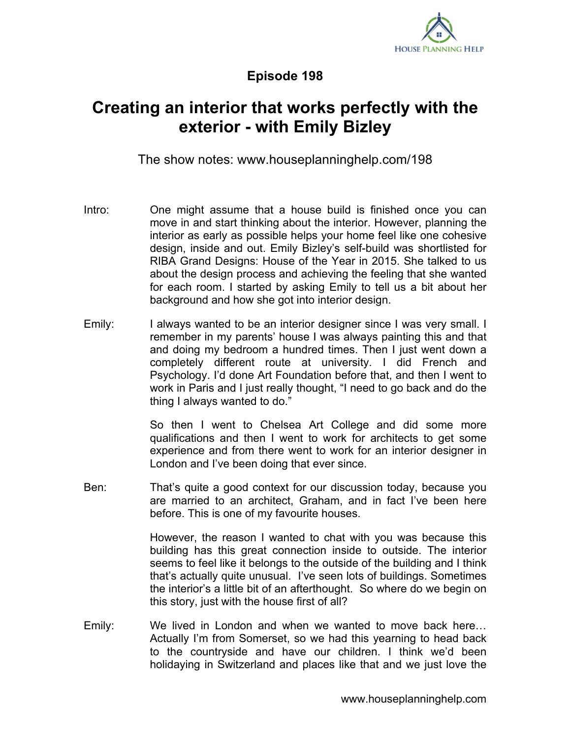# Episode 198

## Creating an interior that works perfectly with the exterior - with Emily Bizley

The show notes: www.houseplanninghelp.com/198

**Intro:** One might assume that a house build is finished once you can move in and start thinking about the interior. However, planning the interior as early as possible helps your home feel like one cohesive design, inside and out. Emily Bizley's self-build was shortlisted for RIBA Grand Designs: House of the Year in 2015. She talked to us about the design process and achieving the feeling that she wanted for each room. I started by asking Emily to tell us a bit about her background and how she got into interior design.

**Emily:** I always wanted to be an interior designer since I was very small. I remember in my parents' house I was always painting this and that and doing my bedroom a hundred times. Then I just went down a completely different route at university. I did French and Psychology. I'd done Art Foundation before that, and then I went to work in Paris and I just really thought, "I need to go back and do the thing I always wanted to do."

So then I went to Chelsea Art College and did some more qualifications and then I went to work for architects to get some experience and from there went to work for an interior designer in London and I've been doing that ever since.

**Ben:** That's quite a good context for our discussion today, because you are married to an architect, Graham, and in fact I've been here before. This is one of my favourite houses.

However, the reason I wanted to chat with you was because this building has this great connection inside to outside. The interior seems to feel like it belongs to the outside of the building and I think that's actually quite unusual. I've seen lots of buildings. Sometimes the interior's a little bit of an afterthought. So where do we begin on this story, just with the house first of all?

**Emily:** We lived in London and when we wanted to move back here… Actually I'm from Somerset, so we had this yearning to head back to the countryside and have our children. I think we'd been holidaying in Switzerland and places like that and we just love the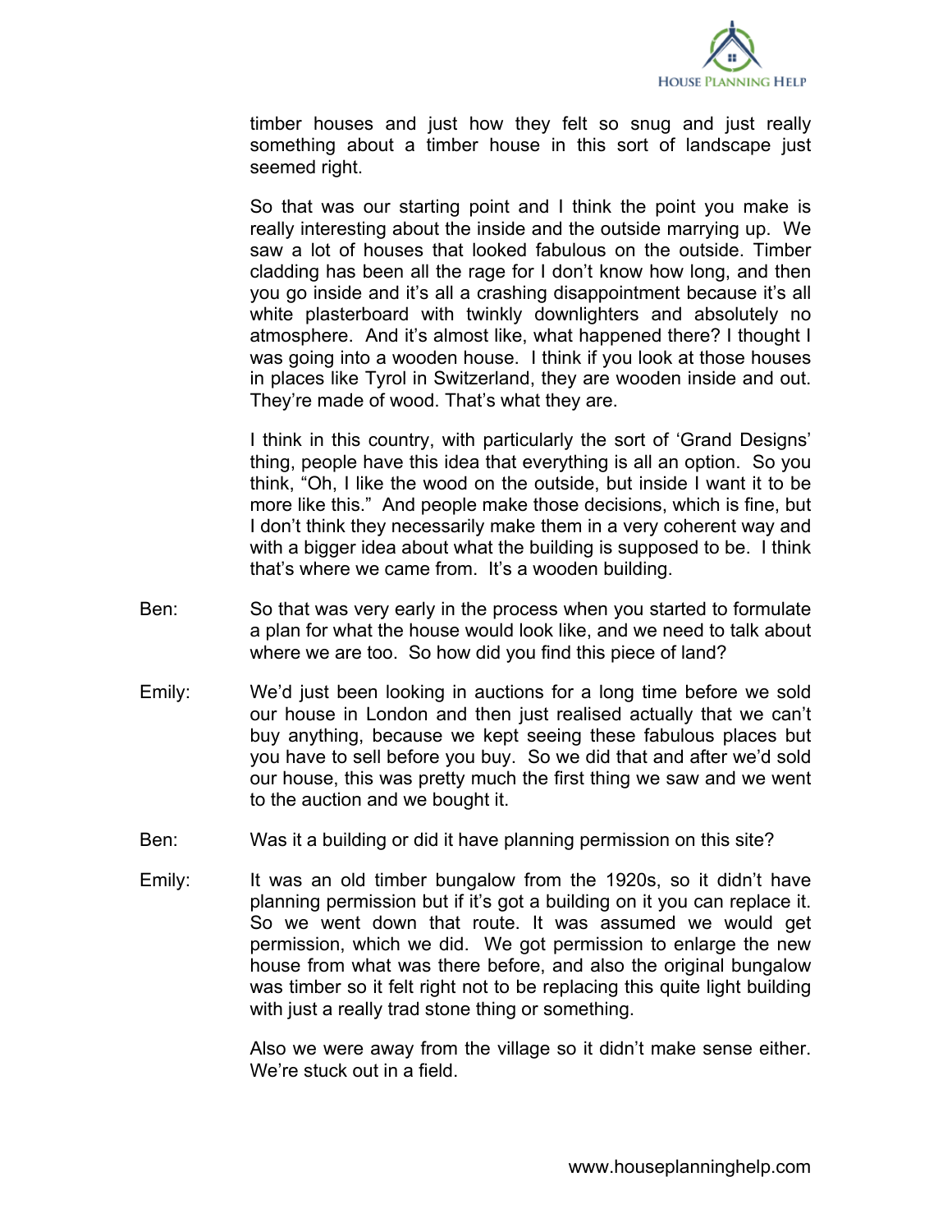timber houses and just how they felt so snug and just really something about a timber house in this sort of landscape just seemed right.

So that was our starting point and I think the point you make is really interesting about the inside and the outside marrying up. We saw a lot of houses that looked fabulous on the outside. Timber cladding has been all the rage for I don't know how long, and then you go inside and it's all a crashing disappointment because it's all white plasterboard with twinkly downlighters and absolutely no atmosphere. And it's almost like, what happened there? I thought I was going into a wooden house. I think if you look at those houses in places like Tyrol in Switzerland, they are wooden inside and out. They're made of wood. That's what they are.

I think in this country, with particularly the sort of 'Grand Designs' thing, people have this idea that everything is all an option. So you think, "Oh, I like the wood on the outside, but inside I want it to be more like this." And people make those decisions, which is fine, but I don't think they necessarily make them in a very coherent way and with a bigger idea about what the building is supposed to be. I think that's where we came from. It's a wooden building.

Ben: So that was very early in the process when you started to formulate a plan for what the house would look like, and we need to talk about where we are too. So how did you find this piece of land?

Emily: We'd just been looking in auctions for a long time before we sold our house in London and then just realised actually that we can't buy anything, because we kept seeing these fabulous places but you have to sell before you buy. So we did that and after we'd sold our house, this was pretty much the first thing we saw and we went to the auction and we bought it.

Ben: Was it a building or did it have planning permission on this site?

Emily: It was an old timber bungalow from the 1920s, so it didn't have planning permission but if it's got a building on it you can replace it. So we went down that route. It was assumed we would get permission, which we did. We got permission to enlarge the new house from what was there before, and also the original bungalow was timber so it felt right not to be replacing this quite light building with just a really trad stone thing or something.

Also we were away from the village so it didn't make sense either. We're stuck out in a field.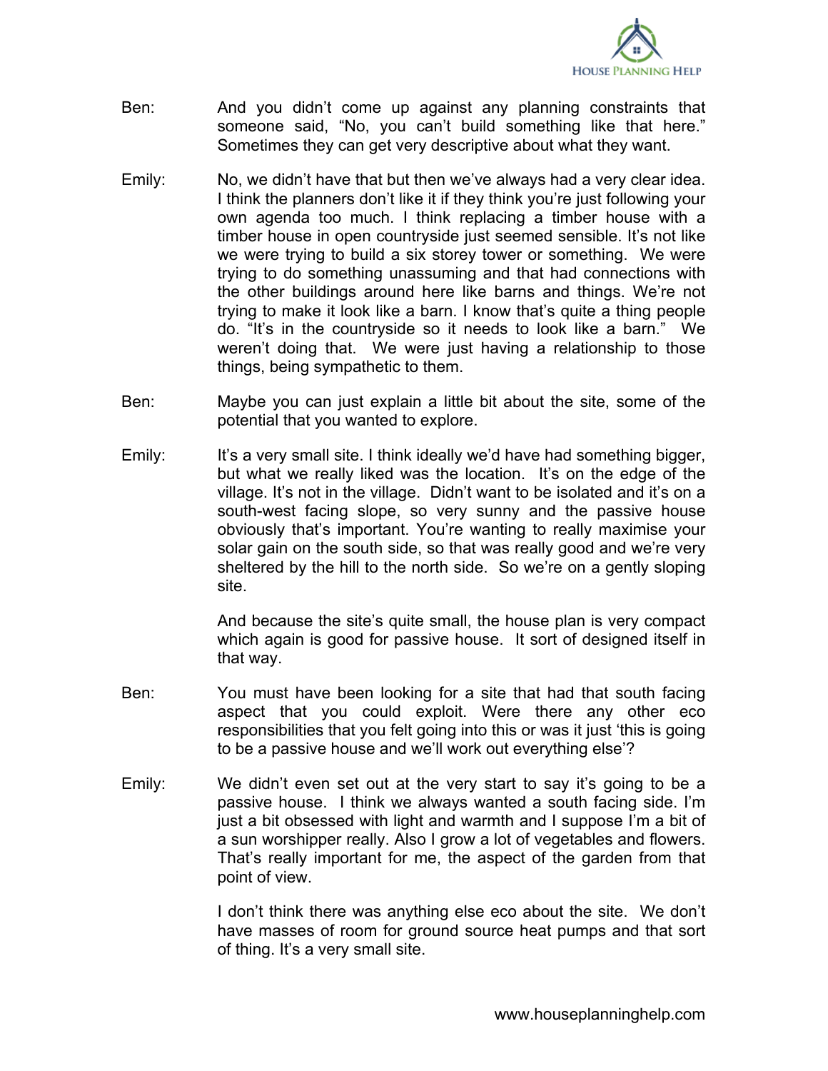Ben: And you didn't come up against any planning constraints that someone said, "No, you can't build something like that here." Sometimes they can get very descriptive about what they want.

Emily: No, we didn't have that but then we've always had a very clear idea. I think the planners don't like it if they think you're just following your own agenda too much. I think replacing a timber house with a timber house in open countryside just seemed sensible. It's not like we were trying to build a six storey tower or something. We were trying to do something unassuming and that had connections with the other buildings around here like barns and things. We're not trying to make it look like a barn. I know that's quite a thing people do. "It's in the countryside so it needs to look like a barn." We weren't doing that. We were just having a relationship to those things, being sympathetic to them.

Ben: Maybe you can just explain a little bit about the site, some of the potential that you wanted to explore.

Emily: It's a very small site. I think ideally we'd have had something bigger, but what we really liked was the location. It's on the edge of the village. It's not in the village. Didn't want to be isolated and it's on a south-west facing slope, so very sunny and the passive house obviously that's important. You're wanting to really maximise your solar gain on the south side, so that was really good and we're very sheltered by the hill to the north side. So we're on a gently sloping site.

And because the site's quite small, the house plan is very compact which again is good for passive house. It sort of designed itself in that way.

Ben: You must have been looking for a site that had that south facing aspect that you could exploit. Were there any other eco responsibilities that you felt going into this or was it just 'this is going to be a passive house and we'll work out everything else'?

Emily: We didn't even set out at the very start to say it's going to be a passive house. I think we always wanted a south facing side. I'm just a bit obsessed with light and warmth and I suppose I'm a bit of a sun worshipper really. Also I grow a lot of vegetables and flowers. That's really important for me, the aspect of the garden from that point of view.

I don't think there was anything else eco about the site. We don't have masses of room for ground source heat pumps and that sort of thing. It's a very small site.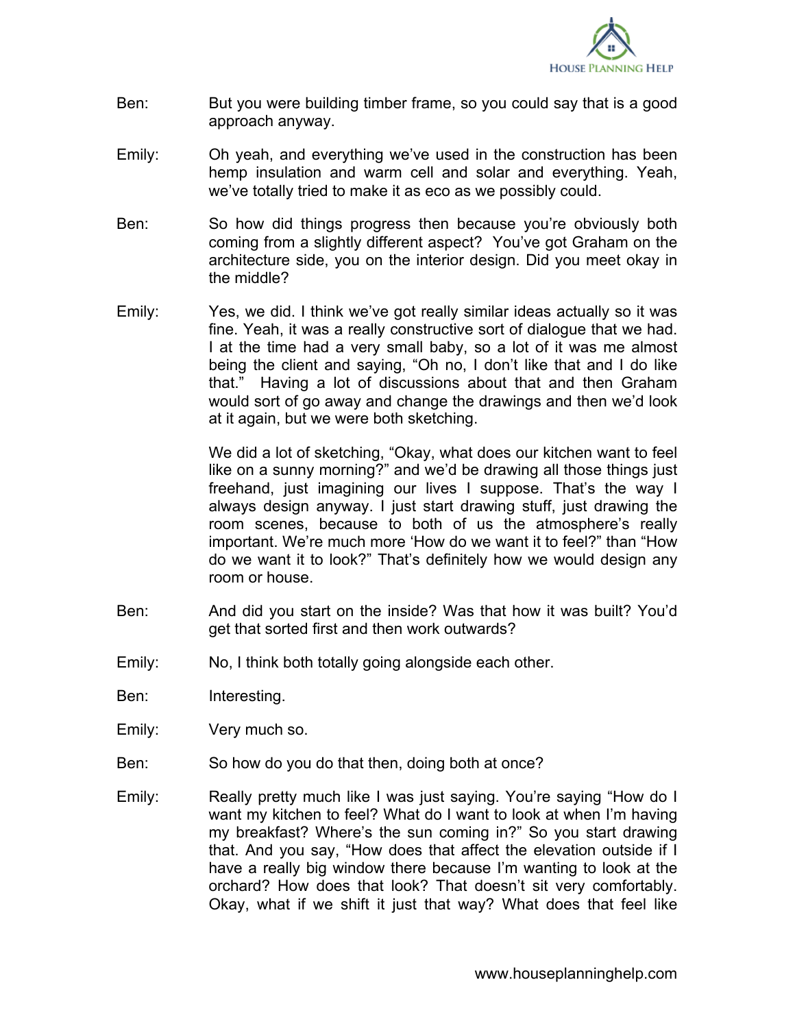Ben: But you were building timber frame, so you could say that is a good approach anyway.

Emily: Oh yeah, and everything we've used in the construction has been hemp insulation and warm cell and solar and everything. Yeah, we've totally tried to make it as eco as we possibly could.

Ben: So how did things progress then because you're obviously both coming from a slightly different aspect? You've got Graham on the architecture side, you on the interior design. Did you meet okay in the middle?

Emily: Yes, we did. I think we've got really similar ideas actually so it was fine. Yeah, it was a really constructive sort of dialogue that we had. I at the time had a very small baby, so a lot of it was me almost being the client and saying, "Oh no, I don't like that and I do like that." Having a lot of discussions about that and then Graham would sort of go away and change the drawings and then we'd look at it again, but we were both sketching.

We did a lot of sketching, "Okay, what does our kitchen want to feel like on a sunny morning?" and we'd be drawing all those things just freehand, just imagining our lives I suppose. That's the way I always design anyway. I just start drawing stuff, just drawing the room scenes, because to both of us the atmosphere's really important. We're much more 'How do we want it to feel?" than "How do we want it to look?" That's definitely how we would design any room or house.

Ben: And did you start on the inside? Was that how it was built? You'd get that sorted first and then work outwards?

Emily: No, I think both totally going alongside each other.

Ben: Interesting.

Emily: Very much so.

Ben: So how do you do that then, doing both at once?

Emily: Really pretty much like I was just saying. You're saying "How do I want my kitchen to feel? What do I want to look at when I'm having my breakfast? Where's the sun coming in?" So you start drawing that. And you say, "How does that affect the elevation outside if I have a really big window there because I'm wanting to look at the orchard? How does that look? That doesn't sit very comfortably. Okay, what if we shift it just that way? What does that feel like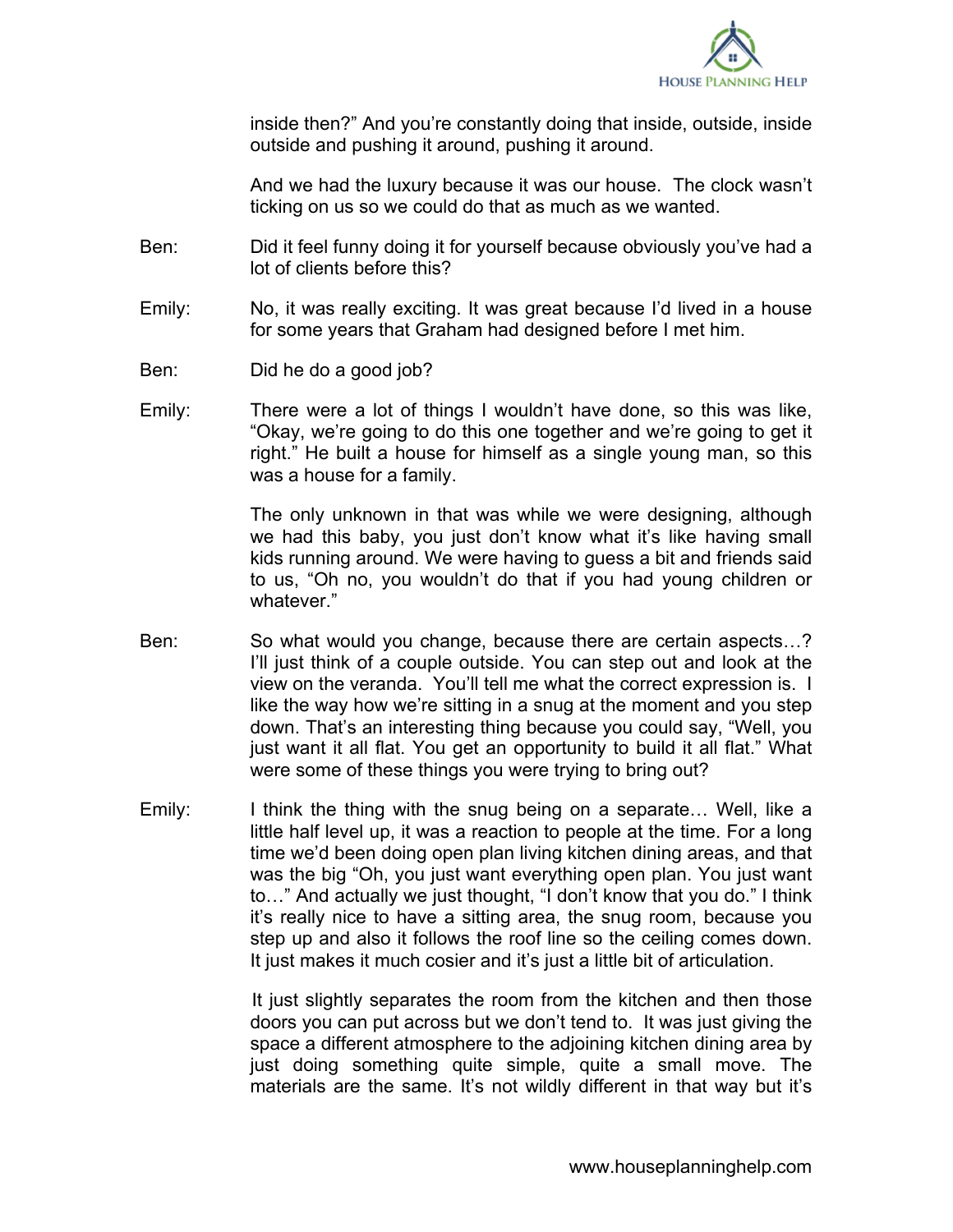inside then?" And you're constantly doing that inside, outside, inside outside and pushing it around, pushing it around.

And we had the luxury because it was our house. The clock wasn't ticking on us so we could do that as much as we wanted.

Ben: Did it feel funny doing it for yourself because obviously you've had a lot of clients before this?

Emily: No, it was really exciting. It was great because I'd lived in a house for some years that Graham had designed before I met him.

Ben: Did he do a good job?

Emily: There were a lot of things I wouldn't have done, so this was like, "Okay, we're going to do this one together and we're going to get it right." He built a house for himself as a single young man, so this was a house for a family.

The only unknown in that was while we were designing, although we had this baby, you just don't know what it's like having small kids running around. We were having to guess a bit and friends said to us, "Oh no, you wouldn't do that if you had young children or whatever."

Ben: So what would you change, because there are certain aspects…? I'll just think of a couple outside. You can step out and look at the view on the veranda. You'll tell me what the correct expression is. I like the way how we're sitting in a snug at the moment and you step down. That's an interesting thing because you could say, "Well, you just want it all flat. You get an opportunity to build it all flat." What were some of these things you were trying to bring out?

Emily: I think the thing with the snug being on a separate… Well, like a little half level up, it was a reaction to people at the time. For a long time we'd been doing open plan living kitchen dining areas, and that was the big "Oh, you just want everything open plan. You just want to…" And actually we just thought, "I don't know that you do." I think it's really nice to have a sitting area, the snug room, because you step up and also it follows the roof line so the ceiling comes down. It just makes it much cosier and it's just a little bit of articulation.

It just slightly separates the room from the kitchen and then those doors you can put across but we don't tend to. It was just giving the space a different atmosphere to the adjoining kitchen dining area by just doing something quite simple, quite a small move. The materials are the same. It's not wildly different in that way but it's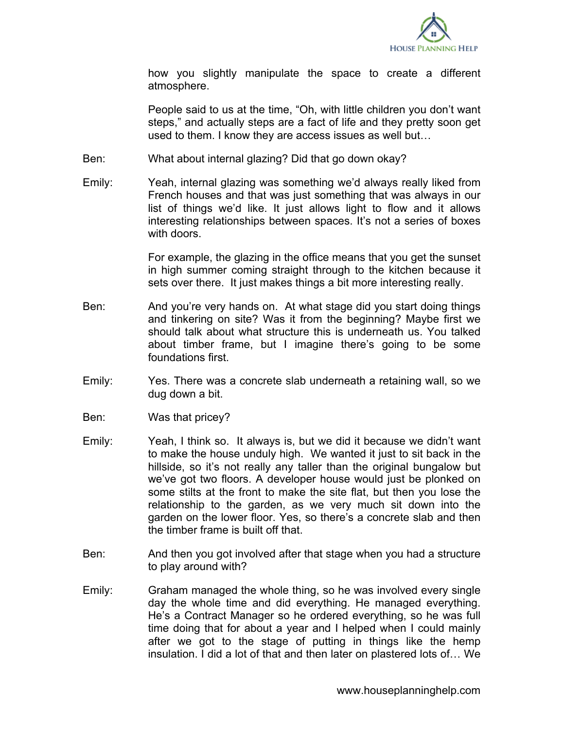how you slightly manipulate the space to create a different atmosphere.

People said to us at the time, “Oh, with little children you don’t want steps,” and actually steps are a fact of life and they pretty soon get used to them. I know they are access issues as well but…

Ben: What about internal glazing? Did that go down okay?

Emily: Yeah, internal glazing was something we’d always really liked from French houses and that was just something that was always in our list of things we’d like. It just allows light to flow and it allows interesting relationships between spaces. It’s not a series of boxes with doors.

For example, the glazing in the office means that you get the sunset in high summer coming straight through to the kitchen because it sets over there. It just makes things a bit more interesting really.

Ben: And you’re very hands on. At what stage did you start doing things and tinkering on site? Was it from the beginning? Maybe first we should talk about what structure this is underneath us. You talked about timber frame, but I imagine there’s going to be some foundations first.

Emily: Yes. There was a concrete slab underneath a retaining wall, so we dug down a bit.

Ben: Was that pricey?

Emily: Yeah, I think so. It always is, but we did it because we didn’t want to make the house unduly high. We wanted it just to sit back in the hillside, so it’s not really any taller than the original bungalow but we’ve got two floors. A developer house would just be plonked on some stilts at the front to make the site flat, but then you lose the relationship to the garden, as we very much sit down into the garden on the lower floor. Yes, so there’s a concrete slab and then the timber frame is built off that.

Ben: And then you got involved after that stage when you had a structure to play around with?

Emily: Graham managed the whole thing, so he was involved every single day the whole time and did everything. He managed everything. He’s a Contract Manager so he ordered everything, so he was full time doing that for about a year and I helped when I could mainly after we got to the stage of putting in things like the hemp insulation. I did a lot of that and then later on plastered lots of… We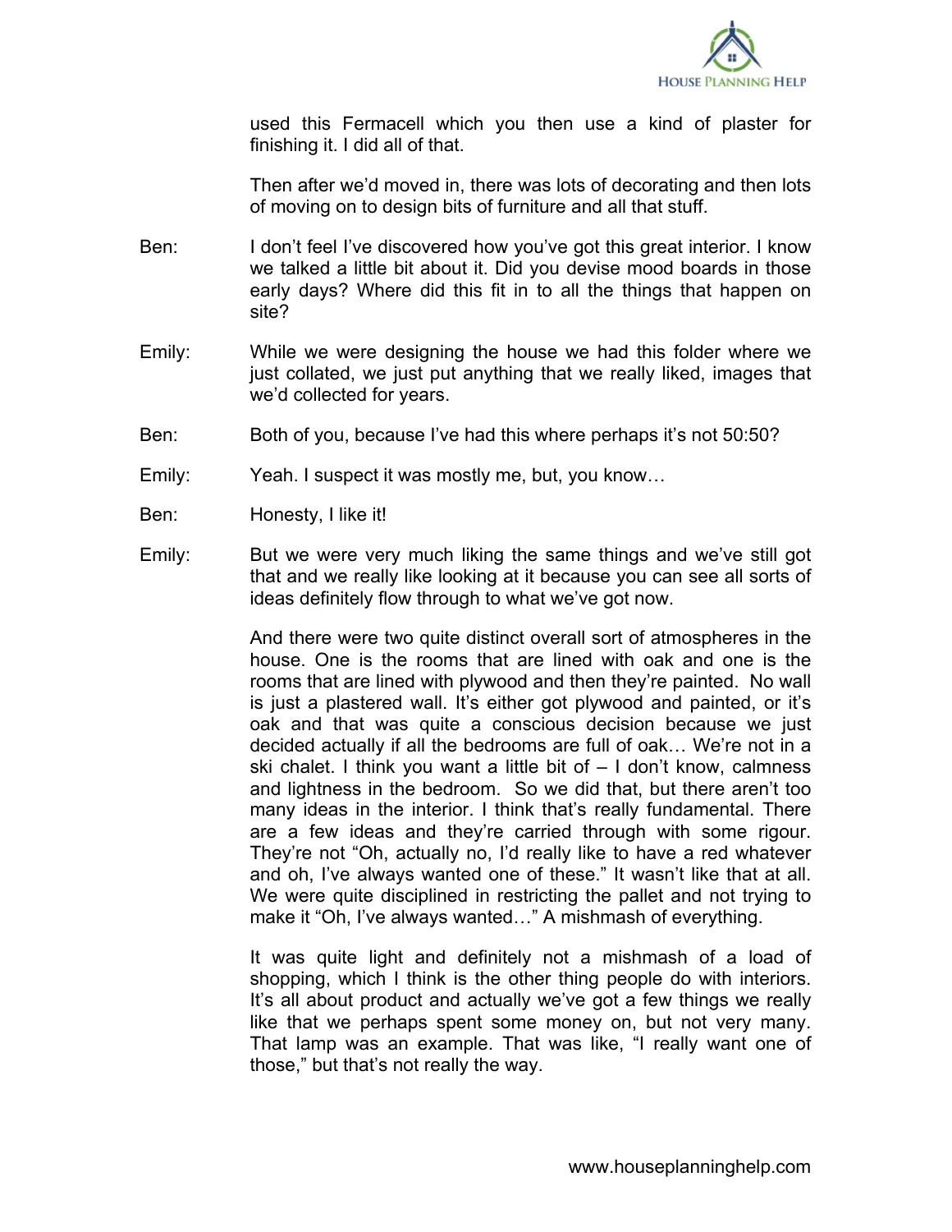used this Fermacell which you then use a kind of plaster for finishing it. I did all of that.

Then after we'd moved in, there was lots of decorating and then lots of moving on to design bits of furniture and all that stuff.

Ben: I don't feel I've discovered how you've got this great interior. I know we talked a little bit about it. Did you devise mood boards in those early days? Where did this fit in to all the things that happen on site?

Emily: While we were designing the house we had this folder where we just collated, we just put anything that we really liked, images that we'd collected for years.

Ben: Both of you, because I've had this where perhaps it's not 50:50?

Emily: Yeah. I suspect it was mostly me, but, you know…

Ben: Honestly, I like it!

Emily: But we were very much liking the same things and we've still got that and we really like looking at it because you can see all sorts of ideas definitely flow through to what we've got now.

And there were two quite distinct overall sort of atmospheres in the house. One is the rooms that are lined with oak and one is the rooms that are lined with plywood and then they're painted. No wall is just a plastered wall. It's either got plywood and painted, or it's oak and that was quite a conscious decision because we just decided actually if all the bedrooms are full of oak… We're not in a ski chalet. I think you want a little bit of – I don't know, calmness and lightness in the bedroom. So we did that, but there aren't too many ideas in the interior. I think that's really fundamental. There are a few ideas and they're carried through with some rigour. They're not "Oh, actually no, I'd really like to have a red whatever and oh, I've always wanted one of these." It wasn't like that at all. We were quite disciplined in restricting the pallet and not trying to make it "Oh, I've always wanted…" A mishmash of everything.

It was quite light and definitely not a mishmash of a load of shopping, which I think is the other thing people do with interiors. It's all about product and actually we've got a few things we really like that we perhaps spent some money on, but not very many. That lamp was an example. That was like, "I really want one of those," but that's not really the way.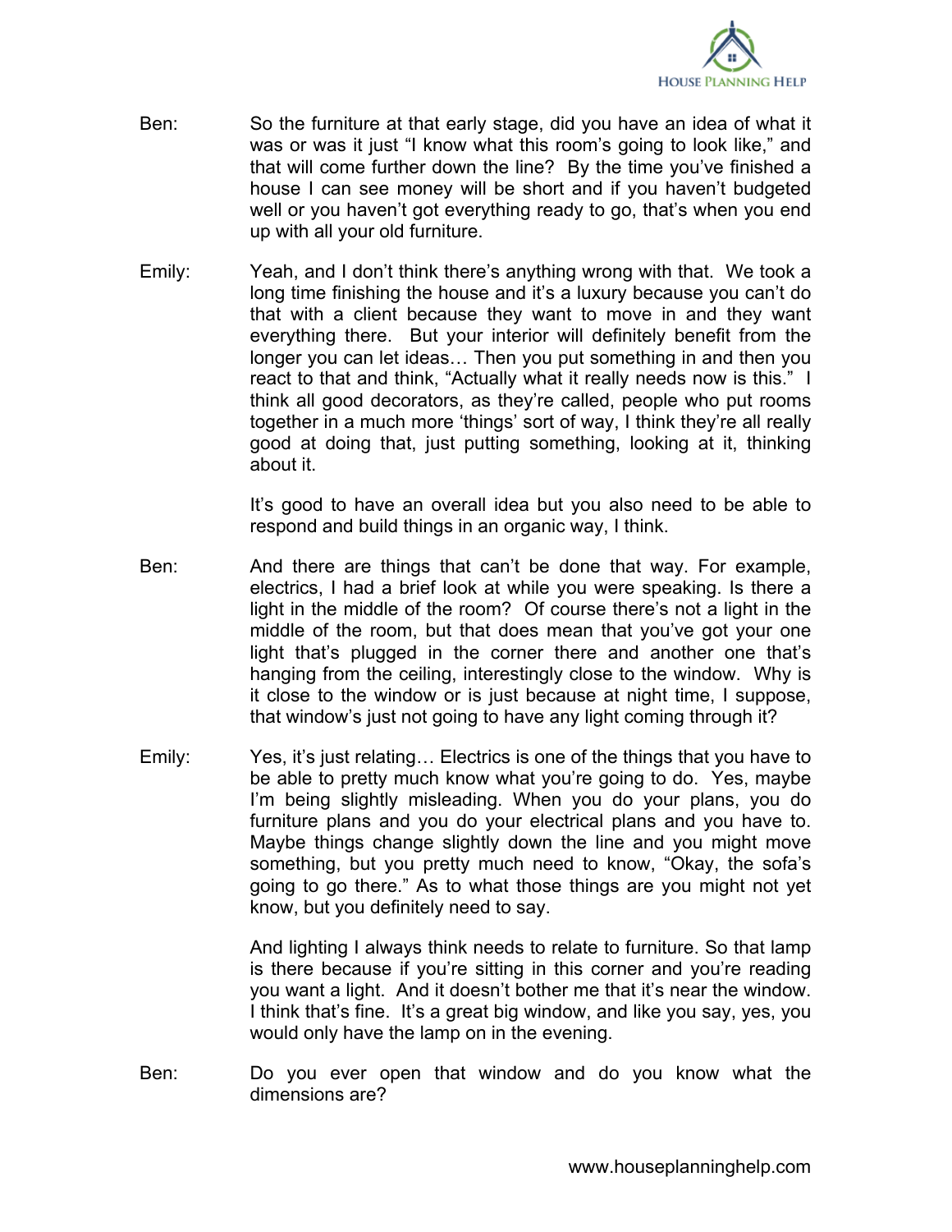Ben: So the furniture at that early stage, did you have an idea of what it was or was it just "I know what this room's going to look like," and that will come further down the line? By the time you've finished a house I can see money will be short and if you haven't budgeted well or you haven't got everything ready to go, that's when you end up with all your old furniture.

Emily: Yeah, and I don't think there's anything wrong with that. We took a long time finishing the house and it's a luxury because you can't do that with a client because they want to move in and they want everything there. But your interior will definitely benefit from the longer you can let ideas… Then you put something in and then you react to that and think, "Actually what it really needs now is this." I think all good decorators, as they're called, people who put rooms together in a much more 'things' sort of way, I think they're all really good at doing that, just putting something, looking at it, thinking about it.

It's good to have an overall idea but you also need to be able to respond and build things in an organic way, I think.

Ben: And there are things that can't be done that way. For example, electrics, I had a brief look at while you were speaking. Is there a light in the middle of the room? Of course there's not a light in the middle of the room, but that does mean that you've got your one light that's plugged in the corner there and another one that's hanging from the ceiling, interestingly close to the window. Why is it close to the window or is just because at night time, I suppose, that window's just not going to have any light coming through it?

Emily: Yes, it's just relating… Electrics is one of the things that you have to be able to pretty much know what you're going to do. Yes, maybe I'm being slightly misleading. When you do your plans, you do furniture plans and you do your electrical plans and you have to. Maybe things change slightly down the line and you might move something, but you pretty much need to know, "Okay, the sofa's going to go there." As to what those things are you might not yet know, but you definitely need to say.

And lighting I always think needs to relate to furniture. So that lamp is there because if you're sitting in this corner and you're reading you want a light. And it doesn't bother me that it's near the window. I think that's fine. It's a great big window, and like you say, yes, you would only have the lamp on in the evening.

Ben: Do you ever open that window and do you know what the dimensions are?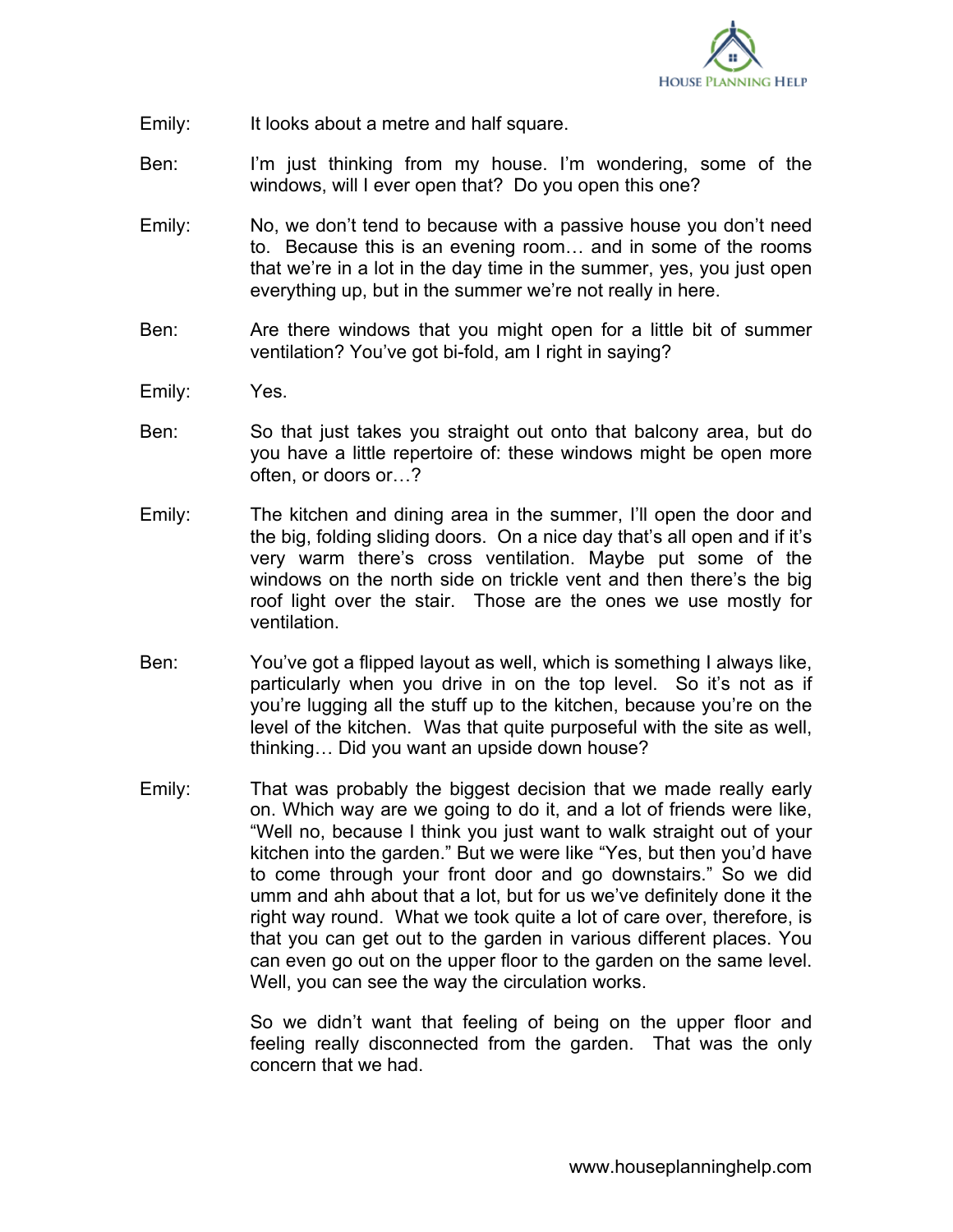Emily: It looks about a metre and half square.

Ben: I'm just thinking from my house. I'm wondering, some of the windows, will I ever open that? Do you open this one?

Emily: No, we don't tend to because with a passive house you don't need to. Because this is an evening room… and in some of the rooms that we're in a lot in the day time in the summer, yes, you just open everything up, but in the summer we're not really in here.

Ben: Are there windows that you might open for a little bit of summer ventilation? You've got bi-fold, am I right in saying?

Emily: Yes.

Ben: So that just takes you straight out onto that balcony area, but do you have a little repertoire of: these windows might be open more often, or doors or…?

Emily: The kitchen and dining area in the summer, I'll open the door and the big, folding sliding doors. On a nice day that's all open and if it's very warm there's cross ventilation. Maybe put some of the windows on the north side on trickle vent and then there's the big roof light over the stair. Those are the ones we use mostly for ventilation.

Ben: You've got a flipped layout as well, which is something I always like, particularly when you drive in on the top level. So it's not as if you're lugging all the stuff up to the kitchen, because you're on the level of the kitchen. Was that quite purposeful with the site as well, thinking… Did you want an upside down house?

Emily: That was probably the biggest decision that we made really early on. Which way are we going to do it, and a lot of friends were like, "Well no, because I think you just want to walk straight out of your kitchen into the garden." But we were like "Yes, but then you'd have to come through your front door and go downstairs." So we did umm and ahh about that a lot, but for us we've definitely done it the right way round. What we took quite a lot of care over, therefore, is that you can get out to the garden in various different places. You can even go out on the upper floor to the garden on the same level. Well, you can see the way the circulation works.

So we didn't want that feeling of being on the upper floor and feeling really disconnected from the garden. That was the only concern that we had.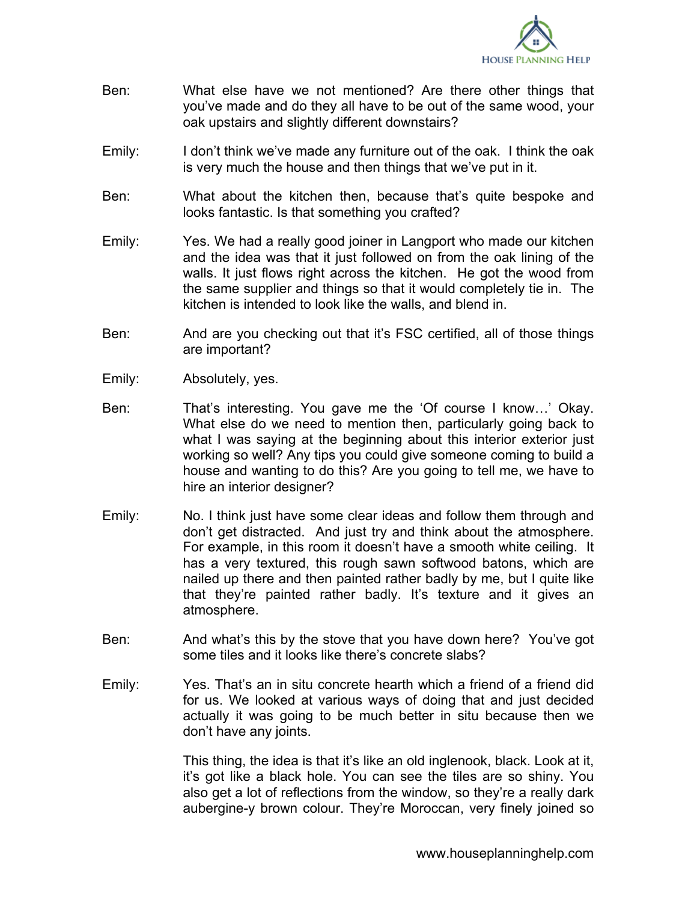Ben: What else have we not mentioned? Are there other things that you've made and do they all have to be out of the same wood, your oak upstairs and slightly different downstairs?

Emily: I don't think we've made any furniture out of the oak. I think the oak is very much the house and then things that we've put in it.

Ben: What about the kitchen then, because that's quite bespoke and looks fantastic. Is that something you crafted?

Emily: Yes. We had a really good joiner in Langport who made our kitchen and the idea was that it just followed on from the oak lining of the walls. It just flows right across the kitchen. He got the wood from the same supplier and things so that it would completely tie in. The kitchen is intended to look like the walls, and blend in.

Ben: And are you checking out that it's FSC certified, all of those things are important?

Emily: Absolutely, yes.

Ben: That's interesting. You gave me the 'Of course I know…' Okay. What else do we need to mention then, particularly going back to what I was saying at the beginning about this interior exterior just working so well? Any tips you could give someone coming to build a house and wanting to do this? Are you going to tell me, we have to hire an interior designer?

Emily: No. I think just have some clear ideas and follow them through and don't get distracted. And just try and think about the atmosphere. For example, in this room it doesn't have a smooth white ceiling. It has a very textured, this rough sawn softwood batons, which are nailed up there and then painted rather badly by me, but I quite like that they're painted rather badly. It's texture and it gives an atmosphere.

Ben: And what's this by the stove that you have down here? You've got some tiles and it looks like there's concrete slabs?

Emily: Yes. That's an in situ concrete hearth which a friend of a friend did for us. We looked at various ways of doing that and just decided actually it was going to be much better in situ because then we don't have any joints.

This thing, the idea is that it's like an old inglenook, black. Look at it, it's got like a black hole. You can see the tiles are so shiny. You also get a lot of reflections from the window, so they're a really dark aubergine-y brown colour. They're Moroccan, very finely joined so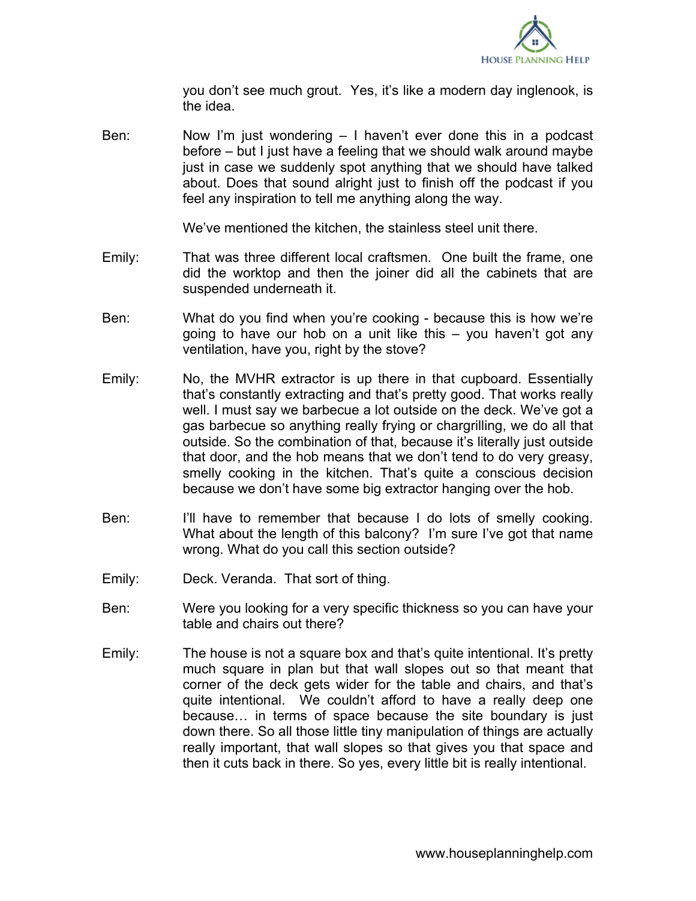you don't see much grout. Yes, it's like a modern day inglenook, is the idea.

Ben: Now I'm just wondering – I haven't ever done this in a podcast before – but I just have a feeling that we should walk around maybe just in case we suddenly spot anything that we should have talked about. Does that sound alright just to finish off the podcast if you feel any inspiration to tell me anything along the way.

We've mentioned the kitchen, the stainless steel unit there.

Emily: That was three different local craftsmen. One built the frame, one did the worktop and then the joiner did all the cabinets that are suspended underneath it.

Ben: What do you find when you're cooking - because this is how we're going to have our hob on a unit like this – you haven't got any ventilation, have you, right by the stove?

Emily: No, the MVHR extractor is up there in that cupboard. Essentially that's constantly extracting and that's pretty good. That works really well. I must say we barbecue a lot outside on the deck. We've got a gas barbecue so anything really frying or chargrilling, we do all that outside. So the combination of that, because it's literally just outside that door, and the hob means that we don't tend to do very greasy, smelly cooking in the kitchen. That's quite a conscious decision because we don't have some big extractor hanging over the hob.

Ben: I'll have to remember that because I do lots of smelly cooking. What about the length of this balcony? I'm sure I've got that name wrong. What do you call this section outside?

Emily: Deck. Veranda. That sort of thing.

Ben: Were you looking for a very specific thickness so you can have your table and chairs out there?

Emily: The house is not a square box and that's quite intentional. It's pretty much square in plan but that wall slopes out so that meant that corner of the deck gets wider for the table and chairs, and that's quite intentional. We couldn't afford to have a really deep one because… in terms of space because the site boundary is just down there. So all those little tiny manipulation of things are actually really important, that wall slopes so that gives you that space and then it cuts back in there. So yes, every little bit is really intentional.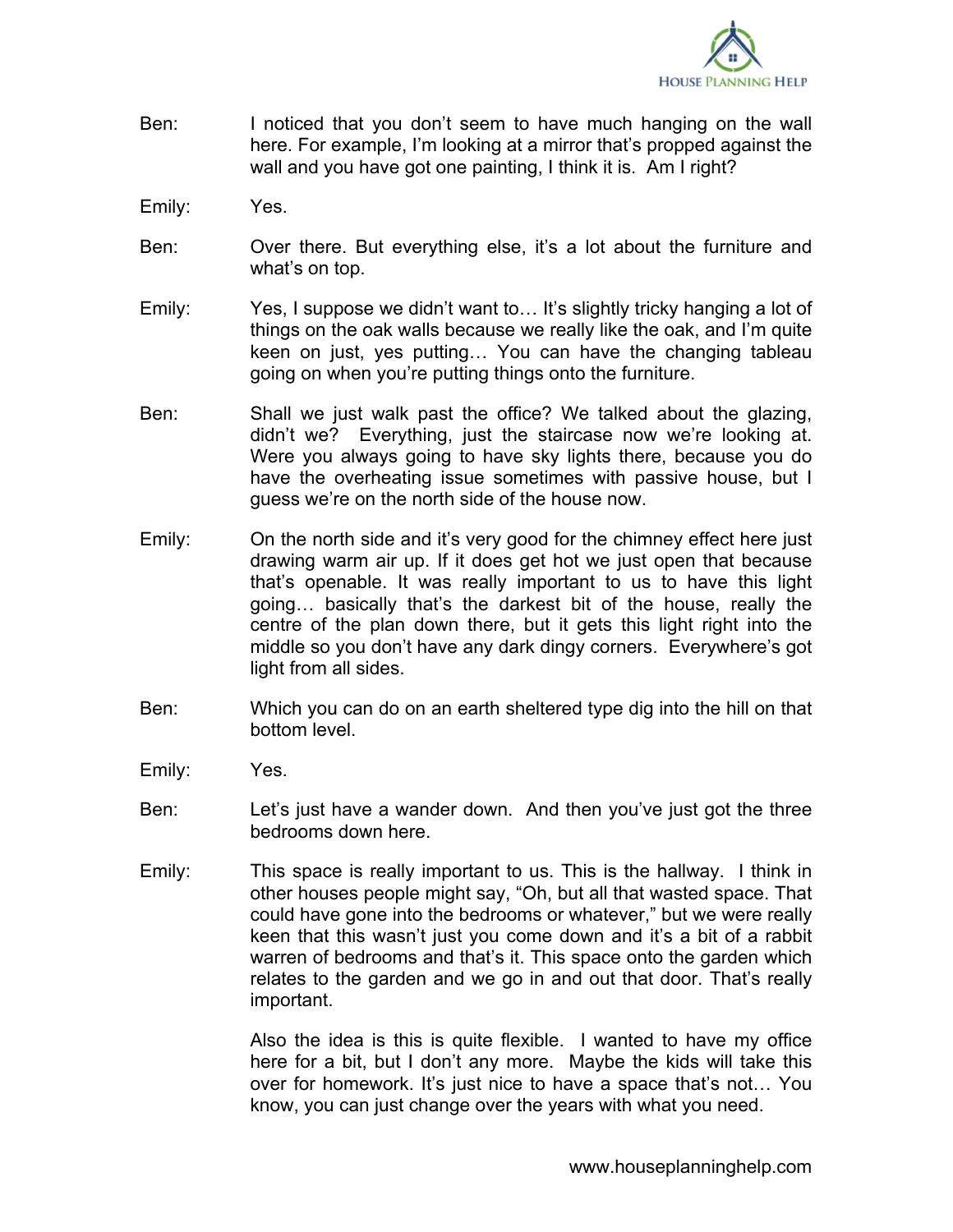Ben: I noticed that you don't seem to have much hanging on the wall here. For example, I'm looking at a mirror that's propped against the wall and you have got one painting, I think it is. Am I right?

Emily: Yes.

Ben: Over there. But everything else, it's a lot about the furniture and what's on top.

Emily: Yes, I suppose we didn't want to… It's slightly tricky hanging a lot of things on the oak walls because we really like the oak, and I'm quite keen on just, yes putting… You can have the changing tableau going on when you're putting things onto the furniture.

Ben: Shall we just walk past the office? We talked about the glazing, didn't we? Everything, just the staircase now we're looking at. Were you always going to have sky lights there, because you do have the overheating issue sometimes with passive house, but I guess we're on the north side of the house now.

Emily: On the north side and it's very good for the chimney effect here just drawing warm air up. If it does get hot we just open that because that's openable. It was really important to us to have this light going… basically that's the darkest bit of the house, really the centre of the plan down there, but it gets this light right into the middle so you don't have any dark dingy corners. Everywhere's got light from all sides.

Ben: Which you can do on an earth sheltered type dig into the hill on that bottom level.

Emily: Yes.

Ben: Let's just have a wander down. And then you've just got the three bedrooms down here.

Emily: This space is really important to us. This is the hallway. I think in other houses people might say, "Oh, but all that wasted space. That could have gone into the bedrooms or whatever," but we were really keen that this wasn't just you come down and it's a bit of a rabbit warren of bedrooms and that's it. This space onto the garden which relates to the garden and we go in and out that door. That's really important.

Also the idea is this is quite flexible. I wanted to have my office here for a bit, but I don't any more. Maybe the kids will take this over for homework. It's just nice to have a space that's not… You know, you can just change over the years with what you need.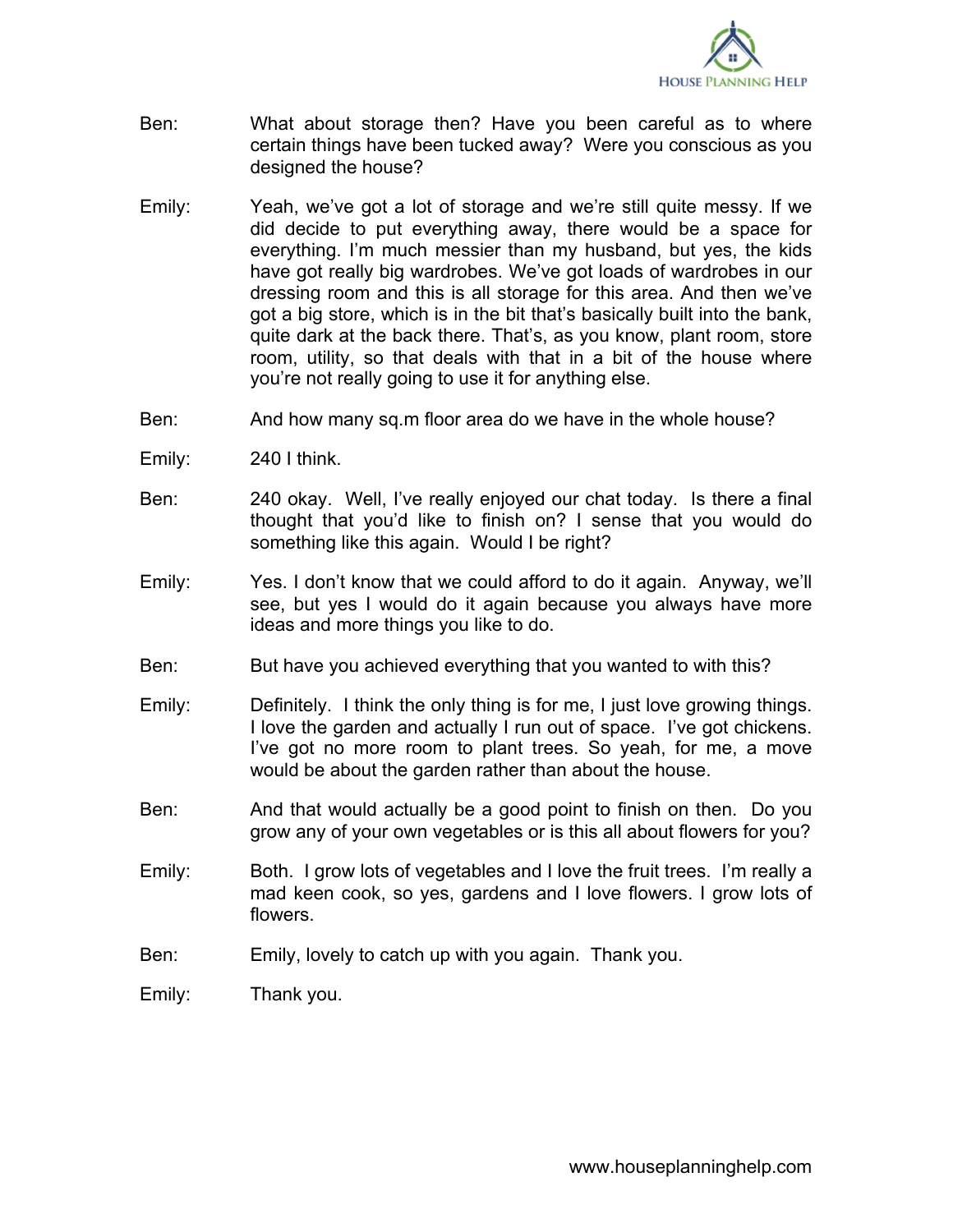Ben: What about storage then? Have you been careful as to where certain things have been tucked away? Were you conscious as you designed the house?

Emily: Yeah, we've got a lot of storage and we're still quite messy. If we did decide to put everything away, there would be a space for everything. I'm much messier than my husband, but yes, the kids have got really big wardrobes. We've got loads of wardrobes in our dressing room and this is all storage for this area. And then we've got a big store, which is in the bit that's basically built into the bank, quite dark at the back there. That's, as you know, plant room, store room, utility, so that deals with that in a bit of the house where you're not really going to use it for anything else.

Ben: And how many sq.m floor area do we have in the whole house?

Emily: 240 I think.

Ben: 240 okay. Well, I've really enjoyed our chat today. Is there a final thought that you'd like to finish on? I sense that you would do something like this again. Would I be right?

Emily: Yes. I don't know that we could afford to do it again. Anyway, we'll see, but yes I would do it again because you always have more ideas and more things you like to do.

Ben: But have you achieved everything that you wanted to with this?

Emily: Definitely. I think the only thing is for me, I just love growing things. I love the garden and actually I run out of space. I've got chickens. I've got no more room to plant trees. So yeah, for me, a move would be about the garden rather than about the house.

Ben: And that would actually be a good point to finish on then. Do you grow any of your own vegetables or is this all about flowers for you?

Emily: Both. I grow lots of vegetables and I love the fruit trees. I'm really a mad keen cook, so yes, gardens and I love flowers. I grow lots of flowers.

Ben: Emily, lovely to catch up with you again. Thank you.

Emily: Thank you.